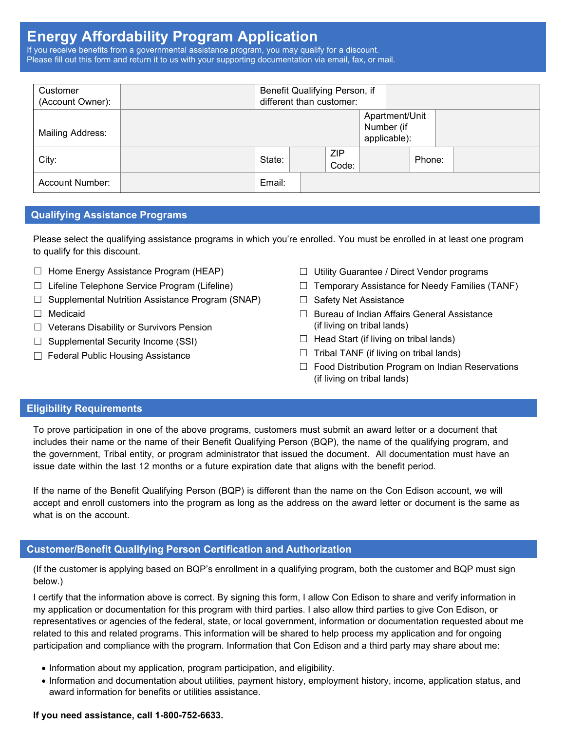# Energy Affordability Program Application

If you receive benefits from a governmental assistance program, you may qualify for a discount.
Please fill out this form and return it to us with your supporting documentation via email, fax, or mail.

| Customer (Account Owner): | | Benefit Qualifying Person, if different than customer: | | | | |
|---|---|---|---|---|---|---|
| Mailing Address: | | | | Apartment/Unit Number (if applicable): | | |
| City: | | State: | | ZIP Code: | | Phone: |
| Account Number: | | Email: | | | | |

## Qualifying Assistance Programs

Please select the qualifying assistance programs in which you're enrolled. You must be enrolled in at least one program to qualify for this discount.

- ☐ Home Energy Assistance Program (HEAP)
- ☐ Lifeline Telephone Service Program (Lifeline)
- ☐ Supplemental Nutrition Assistance Program (SNAP)
- ☐ Medicaid
- ☐ Veterans Disability or Survivors Pension
- ☐ Supplemental Security Income (SSI)
- ☐ Federal Public Housing Assistance
- ☐ Utility Guarantee / Direct Vendor programs
- ☐ Temporary Assistance for Needy Families (TANF)
- ☐ Safety Net Assistance
- ☐ Bureau of Indian Affairs General Assistance (if living on tribal lands)
- ☐ Head Start (if living on tribal lands)
- ☐ Tribal TANF (if living on tribal lands)
- ☐ Food Distribution Program on Indian Reservations (if living on tribal lands)

## Eligibility Requirements

To prove participation in one of the above programs, customers must submit an award letter or a document that includes their name or the name of their Benefit Qualifying Person (BQP), the name of the qualifying program, and the government, Tribal entity, or program administrator that issued the document. All documentation must have an issue date within the last 12 months or a future expiration date that aligns with the benefit period.

If the name of the Benefit Qualifying Person (BQP) is different than the name on the Con Edison account, we will accept and enroll customers into the program as long as the address on the award letter or document is the same as what is on the account.

## Customer/Benefit Qualifying Person Certification and Authorization

(If the customer is applying based on BQP's enrollment in a qualifying program, both the customer and BQP must sign below.)

I certify that the information above is correct. By signing this form, I allow Con Edison to share and verify information in my application or documentation for this program with third parties. I also allow third parties to give Con Edison, or representatives or agencies of the federal, state, or local government, information or documentation requested about me related to this and related programs. This information will be shared to help process my application and for ongoing participation and compliance with the program. Information that Con Edison and a third party may share about me:

- Information about my application, program participation, and eligibility.
- Information and documentation about utilities, payment history, employment history, income, application status, and award information for benefits or utilities assistance.

**If you need assistance, call 1-800-752-6633.**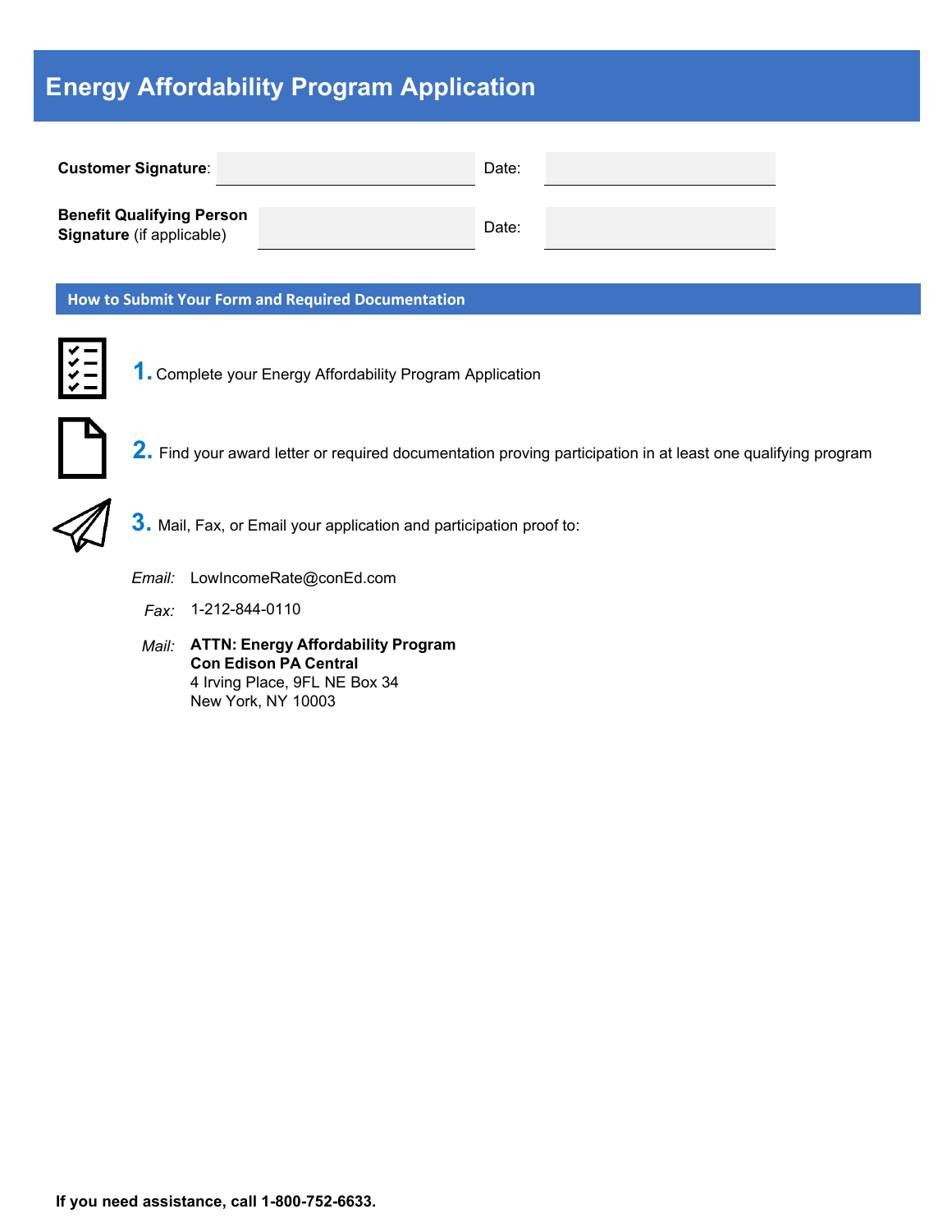# Energy Affordability Program Application

| | | | |
|---|---|---|---|
| **Customer Signature**: | | Date: | |
| **Benefit Qualifying Person Signature** (if applicable) | | Date: | |

## How to Submit Your Form and Required Documentation

**1.** Complete your Energy Affordability Program Application

**2.** Find your award letter or required documentation proving participation in at least one qualifying program

**3.** Mail, Fax, or Email your application and participation proof to:

*Email:* LowIncomeRate@conEd.com

*Fax:* 1-212-844-0110

*Mail:* **ATTN: Energy Affordability Program**
**Con Edison PA Central**
4 Irving Place, 9FL NE Box 34
New York, NY 10003

**If you need assistance, call 1-800-752-6633.**